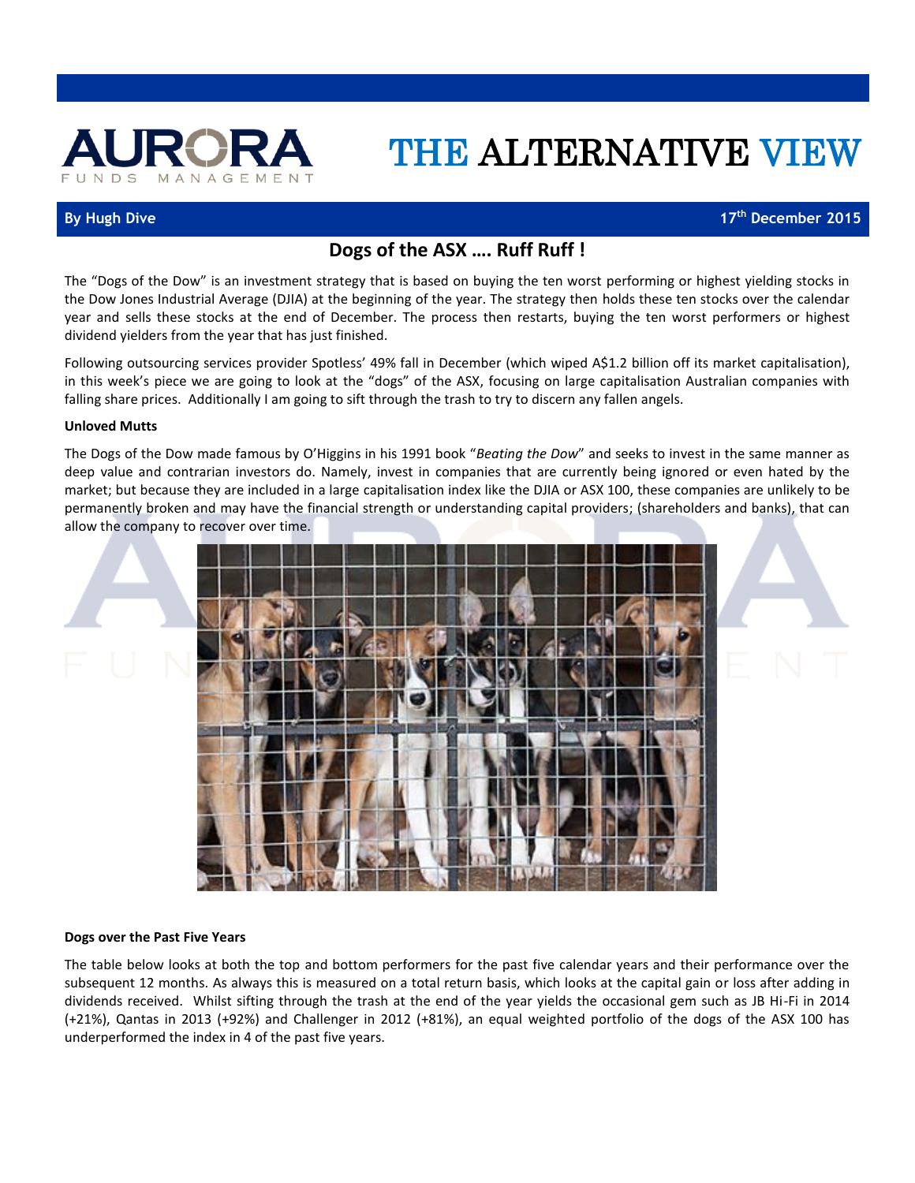# AURORA FUNDS MANAGEMENT — THE ALTERNATIVE VIEW

**By Hugh Dive** | **17th December 2015**

## Dogs of the ASX …. Ruff Ruff !

The "Dogs of the Dow" is an investment strategy that is based on buying the ten worst performing or highest yielding stocks in the Dow Jones Industrial Average (DJIA) at the beginning of the year. The strategy then holds these ten stocks over the calendar year and sells these stocks at the end of December. The process then restarts, buying the ten worst performers or highest dividend yielders from the year that has just finished.

Following outsourcing services provider Spotless' 49% fall in December (which wiped A$1.2 billion off its market capitalisation), in this week's piece we are going to look at the "dogs" of the ASX, focusing on large capitalisation Australian companies with falling share prices. Additionally I am going to sift through the trash to try to discern any fallen angels.

### Unloved Mutts

The Dogs of the Dow made famous by O'Higgins in his 1991 book "*Beating the Dow*" and seeks to invest in the same manner as deep value and contrarian investors do. Namely, invest in companies that are currently being ignored or even hated by the market; but because they are included in a large capitalisation index like the DJIA or ASX 100, these companies are unlikely to be permanently broken and may have the financial strength or understanding capital providers; (shareholders and banks), that can allow the company to recover over time.

### Dogs over the Past Five Years

The table below looks at both the top and bottom performers for the past five calendar years and their performance over the subsequent 12 months. As always this is measured on a total return basis, which looks at the capital gain or loss after adding in dividends received. Whilst sifting through the trash at the end of the year yields the occasional gem such as JB Hi-Fi in 2014 (+21%), Qantas in 2013 (+92%) and Challenger in 2012 (+81%), an equal weighted portfolio of the dogs of the ASX 100 has underperformed the index in 4 of the past five years.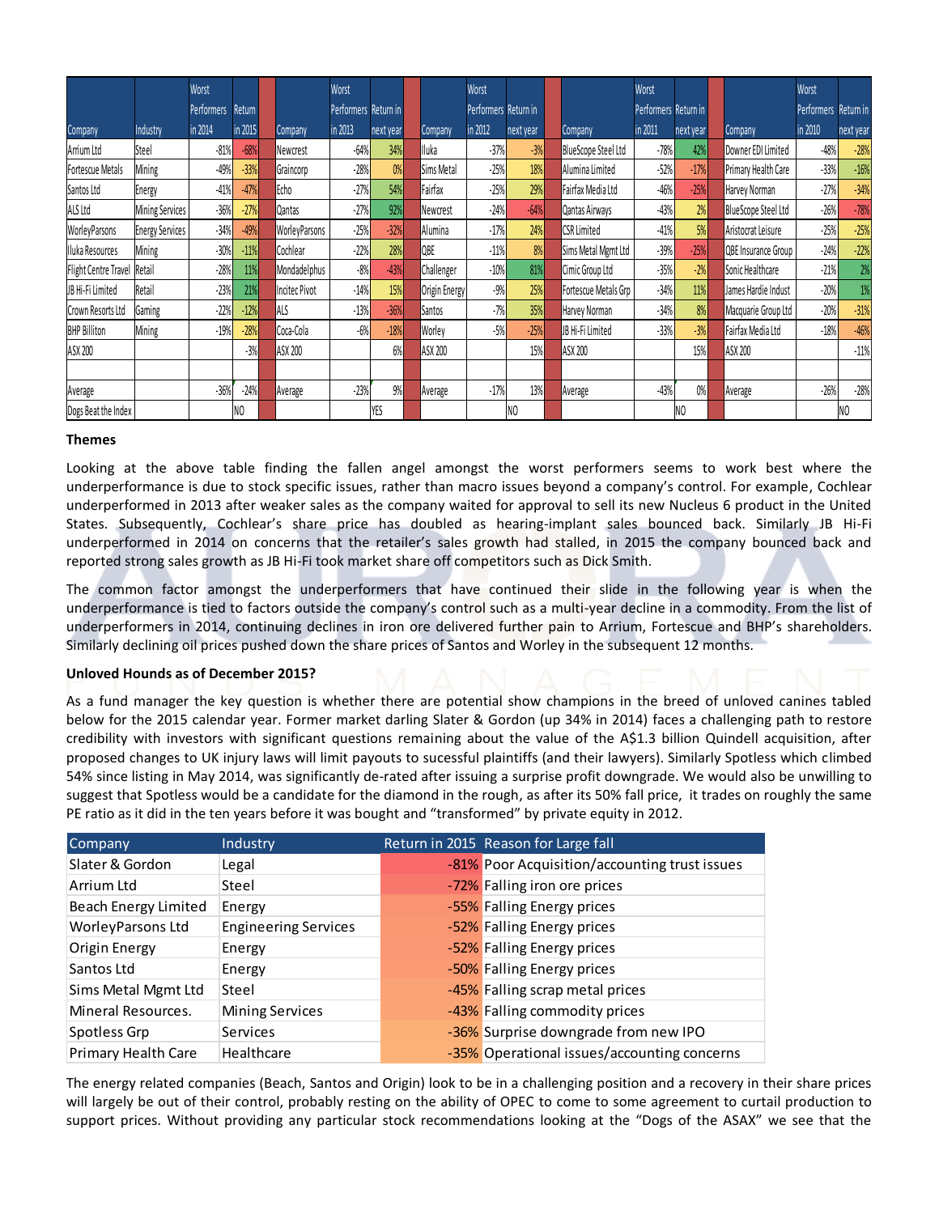| Company | Industry | Worst Performers in 2014 | Return in 2015 | | Company | Worst Performers in 2013 | Return in next year | | Company | Worst Performers in 2012 | Return in next year | | Company | Worst Performers in 2011 | Return in next year | | Company | Worst Performers in 2010 | Return in next year |
|---|---|---|---|---|---|---|---|---|---|---|---|---|---|---|---|---|---|---|---|
| Arrium Ltd | Steel | -81% | -68% | | Newcrest | -64% | 34% | | Iluka | -37% | -3% | | BlueScope Steel Ltd | -78% | 42% | | Downer EDI Limited | -48% | -28% |
| Fortescue Metals | Mining | -49% | -33% | | Graincorp | -28% | 0% | | Sims Metal | -25% | 18% | | Alumina Limited | -52% | -17% | | Primary Health Care | -33% | -16% |
| Santos Ltd | Energy | -41% | -47% | | Echo | -27% | 54% | | Fairfax | -25% | 29% | | Fairfax Media Ltd | -46% | -25% | | Harvey Norman | -27% | -34% |
| ALS Ltd | Mining Services | -36% | -27% | | Qantas | -27% | 92% | | Newcrest | -24% | -64% | | Qantas Airways | -43% | 2% | | BlueScope Steel Ltd | -26% | -78% |
| WorleyParsons | Energy Services | -34% | -49% | | WorleyParsons | -25% | -32% | | Alumina | -17% | 24% | | CSR Limited | -41% | 5% | | Aristocrat Leisure | -25% | -25% |
| Iluka Resources | Mining | -30% | -11% | | Cochlear | -22% | 28% | | QBE | -11% | 8% | | Sims Metal Mgmt Ltd | -39% | -25% | | QBE Insurance Group | -24% | -22% |
| Flight Centre Travel | Retail | -28% | 11% | | Mondadelphus | -8% | -43% | | Challenger | -10% | 81% | | Cimic Group Ltd | -35% | -2% | | Sonic Healthcare | -21% | 2% |
| JB Hi-Fi Limited | Retail | -23% | 21% | | Incitec Pivot | -14% | 15% | | Origin Energy | -9% | 25% | | Fortescue Metals Grp | -34% | 11% | | James Hardie Indust | -20% | 1% |
| Crown Resorts Ltd | Gaming | -22% | -12% | | ALS | -13% | -36% | | Santos | -7% | 35% | | Harvey Norman | -34% | 8% | | Macquarie Group Ltd | -20% | -31% |
| BHP Billiton | Mining | -19% | -28% | | Coca-Cola | -6% | -18% | | Worley | -5% | -25% | | JB Hi-Fi Limited | -33% | -3% | | Fairfax Media Ltd | -18% | -46% |
| ASX 200 | | | -3% | | ASX 200 | | 6% | | ASX 200 | | 15% | | ASX 200 | | 15% | | ASX 200 | | -11% |
| | | | | | | | | | | | | | | | | | | | |
| Average | | -36% | -24% | | Average | -23% | 9% | | Average | -17% | 13% | | Average | -43% | 0% | | Average | -26% | -28% |
| Dogs Beat the Index | | | NO | | | | YES | | | | NO | | | | NO | | | | NO |

**Themes**

Looking at the above table finding the fallen angel amongst the worst performers seems to work best where the underperformance is due to stock specific issues, rather than macro issues beyond a company's control. For example, Cochlear underperformed in 2013 after weaker sales as the company waited for approval to sell its new Nucleus 6 product in the United States. Subsequently, Cochlear's share price has doubled as hearing-implant sales bounced back. Similarly JB Hi-Fi underperformed in 2014 on concerns that the retailer's sales growth had stalled, in 2015 the company bounced back and reported strong sales growth as JB Hi-Fi took market share off competitors such as Dick Smith.

The common factor amongst the underperformers that have continued their slide in the following year is when the underperformance is tied to factors outside the company's control such as a multi-year decline in a commodity. From the list of underperformers in 2014, continuing declines in iron ore delivered further pain to Arrium, Fortescue and BHP's shareholders. Similarly declining oil prices pushed down the share prices of Santos and Worley in the subsequent 12 months.

**Unloved Hounds as of December 2015?**

As a fund manager the key question is whether there are potential show champions in the breed of unloved canines tabled below for the 2015 calendar year. Former market darling Slater & Gordon (up 34% in 2014) faces a challenging path to restore credibility with investors with significant questions remaining about the value of the A$1.3 billion Quindell acquisition, after proposed changes to UK injury laws will limit payouts to sucessful plaintiffs (and their lawyers). Similarly Spotless which climbed 54% since listing in May 2014, was significantly de-rated after issuing a surprise profit downgrade. We would also be unwilling to suggest that Spotless would be a candidate for the diamond in the rough, as after its 50% fall price, it trades on roughly the same PE ratio as it did in the ten years before it was bought and "transformed" by private equity in 2012.

| Company | Industry | Return in 2015 | Reason for Large fall |
|---|---|---|---|
| Slater & Gordon | Legal | -81% | Poor Acquisition/accounting trust issues |
| Arrium Ltd | Steel | -72% | Falling iron ore prices |
| Beach Energy Limited | Energy | -55% | Falling Energy prices |
| WorleyParsons Ltd | Engineering Services | -52% | Falling Energy prices |
| Origin Energy | Energy | -52% | Falling Energy prices |
| Santos Ltd | Energy | -50% | Falling Energy prices |
| Sims Metal Mgmt Ltd | Steel | -45% | Falling scrap metal prices |
| Mineral Resources. | Mining Services | -43% | Falling commodity prices |
| Spotless Grp | Services | -36% | Surprise downgrade from new IPO |
| Primary Health Care | Healthcare | -35% | Operational issues/accounting concerns |

The energy related companies (Beach, Santos and Origin) look to be in a challenging position and a recovery in their share prices will largely be out of their control, probably resting on the ability of OPEC to come to some agreement to curtail production to support prices. Without providing any particular stock recommendations looking at the "Dogs of the ASAX" we see that the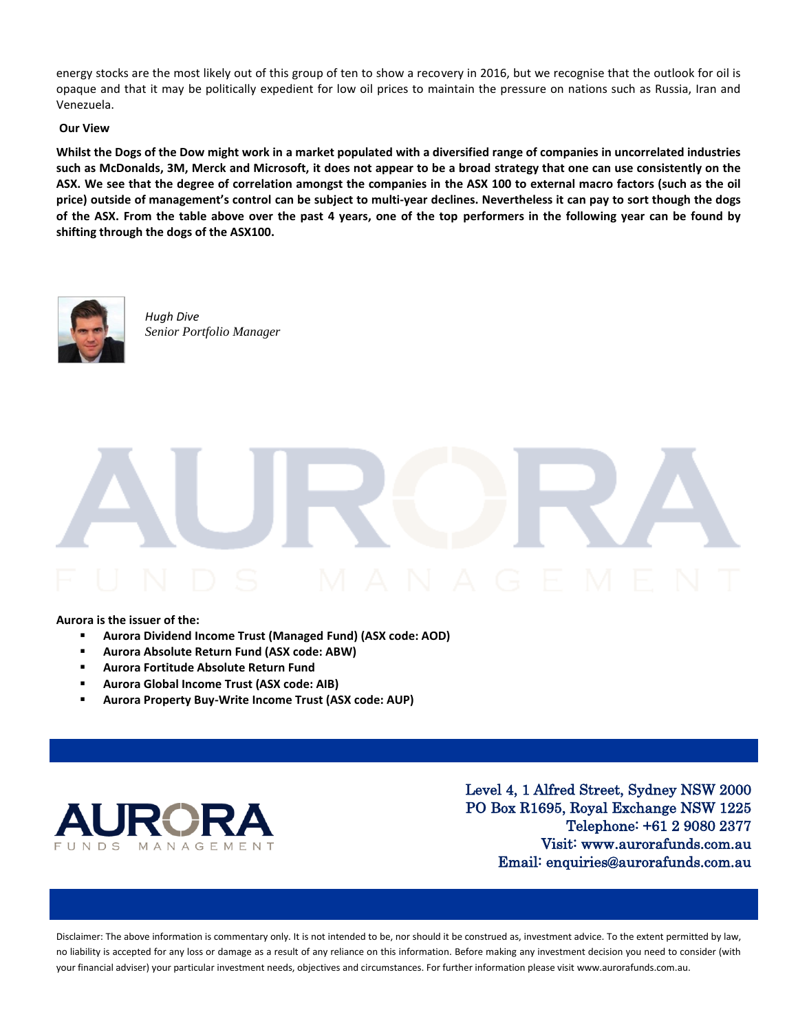energy stocks are the most likely out of this group of ten to show a recovery in 2016, but we recognise that the outlook for oil is opaque and that it may be politically expedient for low oil prices to maintain the pressure on nations such as Russia, Iran and Venezuela.

**Our View**

**Whilst the Dogs of the Dow might work in a market populated with a diversified range of companies in uncorrelated industries such as McDonalds, 3M, Merck and Microsoft, it does not appear to be a broad strategy that one can use consistently on the ASX. We see that the degree of correlation amongst the companies in the ASX 100 to external macro factors (such as the oil price) outside of management's control can be subject to multi-year declines. Nevertheless it can pay to sort though the dogs of the ASX. From the table above over the past 4 years, one of the top performers in the following year can be found by shifting through the dogs of the ASX100.**

*Hugh Dive*
*Senior Portfolio Manager*

**Aurora is the issuer of the:**

- **Aurora Dividend Income Trust (Managed Fund) (ASX code: AOD)**
- **Aurora Absolute Return Fund (ASX code: ABW)**
- **Aurora Fortitude Absolute Return Fund**
- **Aurora Global Income Trust (ASX code: AIB)**
- **Aurora Property Buy-Write Income Trust (ASX code: AUP)**

Level 4, 1 Alfred Street, Sydney NSW 2000
PO Box R1695, Royal Exchange NSW 1225
Telephone: +61 2 9080 2377
Visit: www.aurorafunds.com.au
Email: enquiries@aurorafunds.com.au

Disclaimer: The above information is commentary only. It is not intended to be, nor should it be construed as, investment advice. To the extent permitted by law, no liability is accepted for any loss or damage as a result of any reliance on this information. Before making any investment decision you need to consider (with your financial adviser) your particular investment needs, objectives and circumstances. For further information please visit www.aurorafunds.com.au.